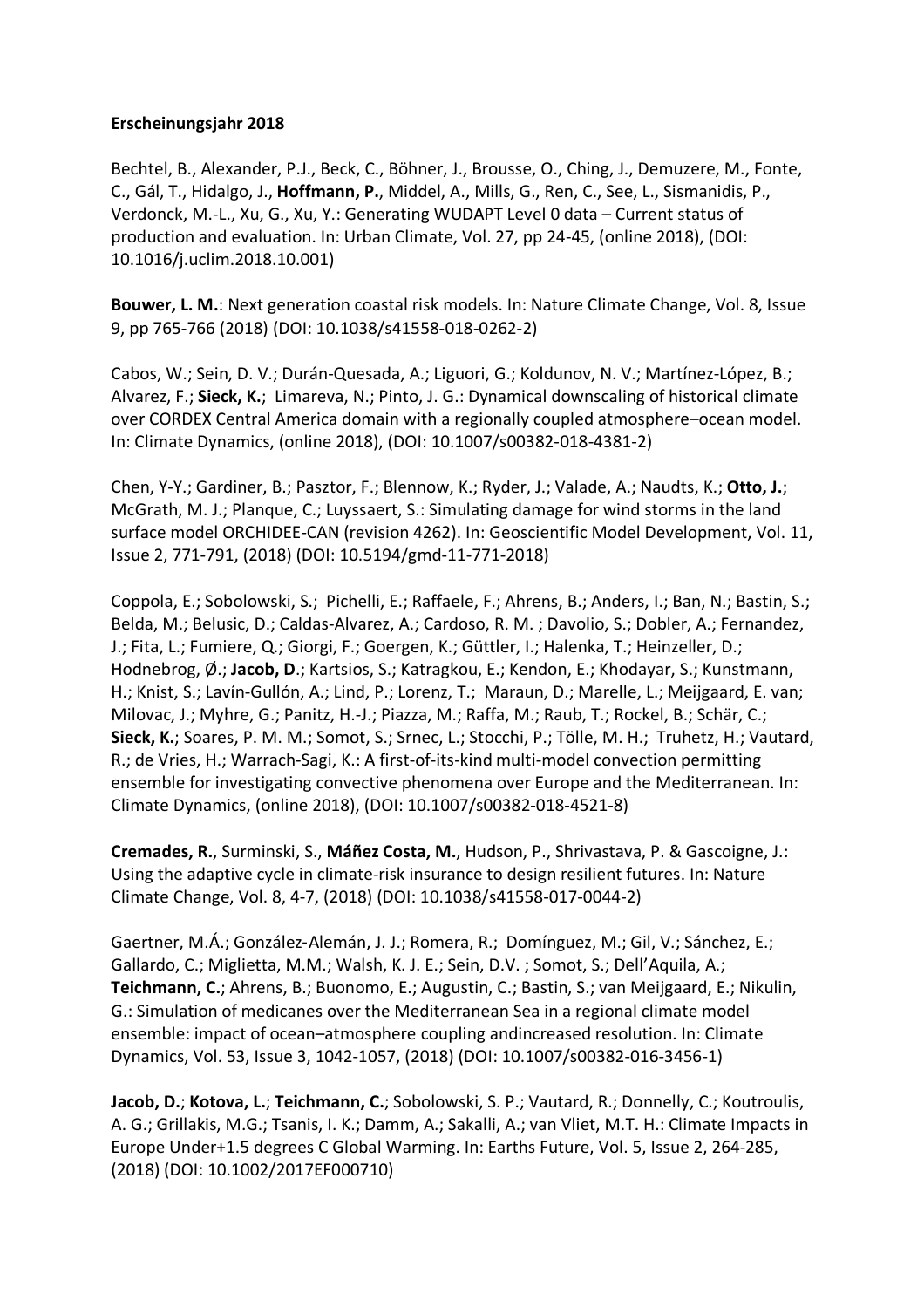**Erscheinungsjahr 2018**

Bechtel, B., Alexander, P.J., Beck, C., Böhner, J., Brousse, O., Ching, J., Demuzere, M., Fonte, C., Gál, T., Hidalgo, J., **Hoffmann, P.**, Middel, A., Mills, G., Ren, C., See, L., Sismanidis, P., Verdonck, M.-L., Xu, G., Xu, Y.: Generating WUDAPT Level 0 data – Current status of production and evaluation. In: Urban Climate, Vol. 27, pp 24-45, (online 2018), (DOI: 10.1016/j.uclim.2018.10.001)

**Bouwer, L. M.**: Next generation coastal risk models. In: Nature Climate Change, Vol. 8, Issue 9, pp 765-766 (2018) (DOI: 10.1038/s41558-018-0262-2)

Cabos, W.; Sein, D. V.; Durán-Quesada, A.; Liguori, G.; Koldunov, N. V.; Martínez-López, B.; Alvarez, F.; **Sieck, K.**; Limareva, N.; Pinto, J. G.: Dynamical downscaling of historical climate over CORDEX Central America domain with a regionally coupled atmosphere–ocean model. In: Climate Dynamics, (online 2018), (DOI: 10.1007/s00382-018-4381-2)

Chen, Y-Y.; Gardiner, B.; Pasztor, F.; Blennow, K.; Ryder, J.; Valade, A.; Naudts, K.; **Otto, J.**; McGrath, M. J.; Planque, C.; Luyssaert, S.: Simulating damage for wind storms in the land surface model ORCHIDEE-CAN (revision 4262). In: Geoscientific Model Development, Vol. 11, Issue 2, 771-791, (2018) (DOI: 10.5194/gmd-11-771-2018)

Coppola, E.; Sobolowski, S.; Pichelli, E.; Raffaele, F.; Ahrens, B.; Anders, I.; Ban, N.; Bastin, S.; Belda, M.; Belusic, D.; Caldas-Alvarez, A.; Cardoso, R. M. ; Davolio, S.; Dobler, A.; Fernandez, J.; Fita, L.; Fumiere, Q.; Giorgi, F.; Goergen, K.; Güttler, I.; Halenka, T.; Heinzeller, D.; Hodnebrog, Ø.; **Jacob, D**.; Kartsios, S.; Katragkou, E.; Kendon, E.; Khodayar, S.; Kunstmann, H.; Knist, S.; Lavín-Gullón, A.; Lind, P.; Lorenz, T.; Maraun, D.; Marelle, L.; Meijgaard, E. van; Milovac, J.; Myhre, G.; Panitz, H.-J.; Piazza, M.; Raffa, M.; Raub, T.; Rockel, B.; Schär, C.; **Sieck, K.**; Soares, P. M. M.; Somot, S.; Srnec, L.; Stocchi, P.; Tölle, M. H.; Truhetz, H.; Vautard, R.; de Vries, H.; Warrach-Sagi, K.: A first-of-its-kind multi-model convection permitting ensemble for investigating convective phenomena over Europe and the Mediterranean. In: Climate Dynamics, (online 2018), (DOI: 10.1007/s00382-018-4521-8)

**Cremades, R.**, Surminski, S., **Máñez Costa, M.**, Hudson, P., Shrivastava, P. & Gascoigne, J.: Using the adaptive cycle in climate-risk insurance to design resilient futures. In: Nature Climate Change, Vol. 8, 4-7, (2018) (DOI: 10.1038/s41558-017-0044-2)

Gaertner, M.Á.; González-Alemán, J. J.; Romera, R.; Domínguez, M.; Gil, V.; Sánchez, E.; Gallardo, C.; Miglietta, M.M.; Walsh, K. J. E.; Sein, D.V. ; Somot, S.; Dell'Aquila, A.; **Teichmann, C.**; Ahrens, B.; Buonomo, E.; Augustin, C.; Bastin, S.; van Meijgaard, E.; Nikulin, G.: Simulation of medicanes over the Mediterranean Sea in a regional climate model ensemble: impact of ocean–atmosphere coupling andincreased resolution. In: Climate Dynamics, Vol. 53, Issue 3, 1042-1057, (2018) (DOI: 10.1007/s00382-016-3456-1)

**Jacob, D.**; **Kotova, L.**; **Teichmann, C.**; Sobolowski, S. P.; Vautard, R.; Donnelly, C.; Koutroulis, A. G.; Grillakis, M.G.; Tsanis, I. K.; Damm, A.; Sakalli, A.; van Vliet, M.T. H.: Climate Impacts in Europe Under+1.5 degrees C Global Warming. In: Earths Future, Vol. 5, Issue 2, 264-285, (2018) (DOI: 10.1002/2017EF000710)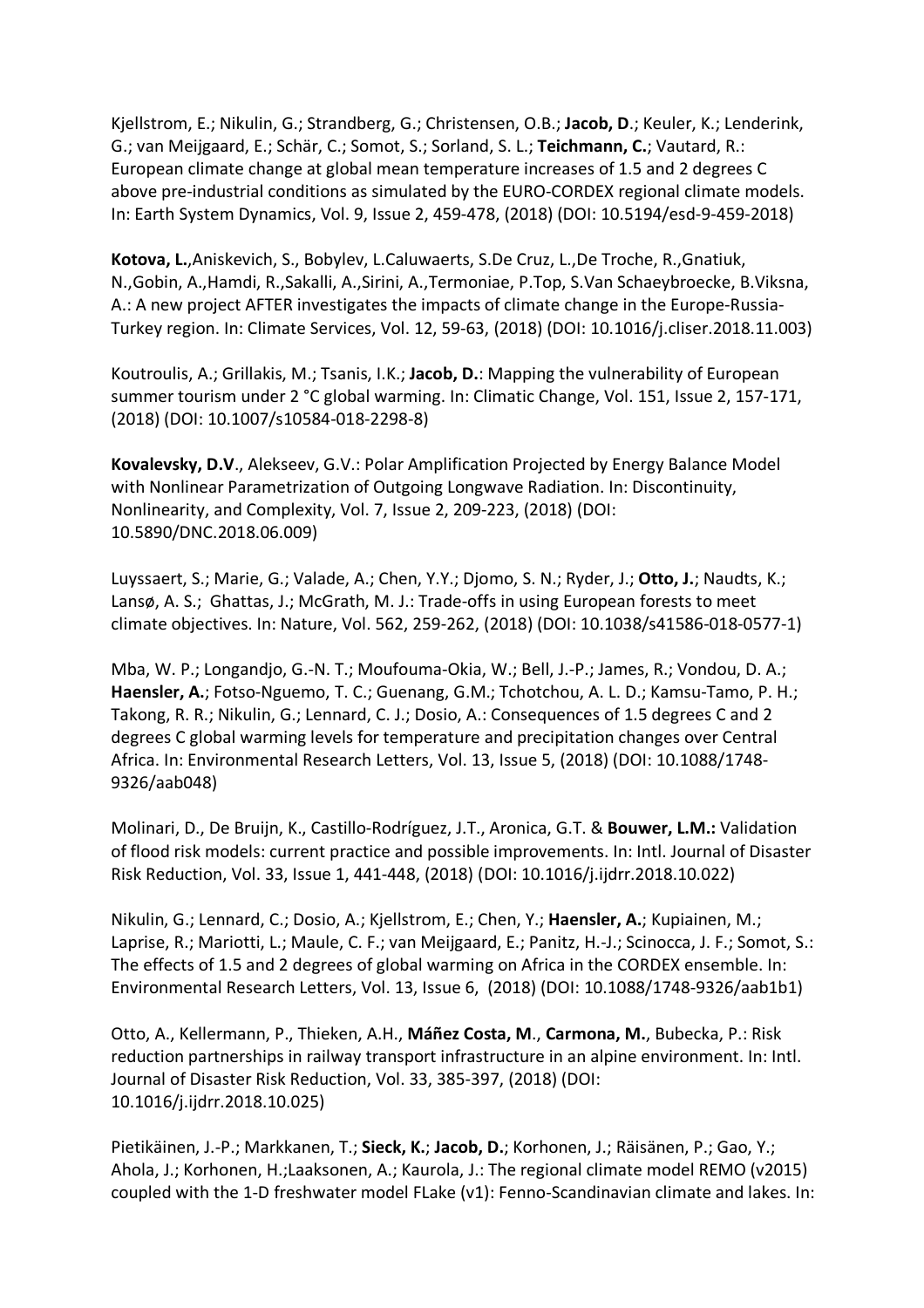Kjellstrom, E.; Nikulin, G.; Strandberg, G.; Christensen, O.B.; **Jacob, D**.; Keuler, K.; Lenderink, G.; van Meijgaard, E.; Schär, C.; Somot, S.; Sorland, S. L.; **Teichmann, C.**; Vautard, R.: European climate change at global mean temperature increases of 1.5 and 2 degrees C above pre-industrial conditions as simulated by the EURO-CORDEX regional climate models. In: Earth System Dynamics, Vol. 9, Issue 2, 459-478, (2018) (DOI: 10.5194/esd-9-459-2018)

**Kotova, L.**,Aniskevich, S., Bobylev, L.Caluwaerts, S.De Cruz, L.,De Troche, R.,Gnatiuk, N.,Gobin, A.,Hamdi, R.,Sakalli, A.,Sirini, A.,Termoniae, P.Top, S.Van Schaeybroecke, B.Viksna, A.: A new project AFTER investigates the impacts of climate change in the Europe-Russia-Turkey region. In: Climate Services, Vol. 12, 59-63, (2018) (DOI: 10.1016/j.cliser.2018.11.003)

Koutroulis, A.; Grillakis, M.; Tsanis, I.K.; **Jacob, D.**: Mapping the vulnerability of European summer tourism under 2 °C global warming. In: Climatic Change, Vol. 151, Issue 2, 157-171, (2018) (DOI: 10.1007/s10584-018-2298-8)

**Kovalevsky, D.V**., Alekseev, G.V.: Polar Amplification Projected by Energy Balance Model with Nonlinear Parametrization of Outgoing Longwave Radiation. In: Discontinuity, Nonlinearity, and Complexity, Vol. 7, Issue 2, 209-223, (2018) (DOI: 10.5890/DNC.2018.06.009)

Luyssaert, S.; Marie, G.; Valade, A.; Chen, Y.Y.; Djomo, S. N.; Ryder, J.; **Otto, J.**; Naudts, K.; Lansø, A. S.; Ghattas, J.; McGrath, M. J.: Trade-offs in using European forests to meet climate objectives. In: Nature, Vol. 562, 259-262, (2018) (DOI: 10.1038/s41586-018-0577-1)

Mba, W. P.; Longandjo, G.-N. T.; Moufouma-Okia, W.; Bell, J.-P.; James, R.; Vondou, D. A.; **Haensler, A.**; Fotso-Nguemo, T. C.; Guenang, G.M.; Tchotchou, A. L. D.; Kamsu-Tamo, P. H.; Takong, R. R.; Nikulin, G.; Lennard, C. J.; Dosio, A.: Consequences of 1.5 degrees C and 2 degrees C global warming levels for temperature and precipitation changes over Central Africa. In: Environmental Research Letters, Vol. 13, Issue 5, (2018) (DOI: 10.1088/1748-9326/aab048)

Molinari, D., De Bruijn, K., Castillo-Rodríguez, J.T., Aronica, G.T. & **Bouwer, L.M.:** Validation of flood risk models: current practice and possible improvements. In: Intl. Journal of Disaster Risk Reduction, Vol. 33, Issue 1, 441-448, (2018) (DOI: 10.1016/j.ijdrr.2018.10.022)

Nikulin, G.; Lennard, C.; Dosio, A.; Kjellstrom, E.; Chen, Y.; **Haensler, A.**; Kupiainen, M.; Laprise, R.; Mariotti, L.; Maule, C. F.; van Meijgaard, E.; Panitz, H.-J.; Scinocca, J. F.; Somot, S.: The effects of 1.5 and 2 degrees of global warming on Africa in the CORDEX ensemble. In: Environmental Research Letters, Vol. 13, Issue 6, (2018) (DOI: 10.1088/1748-9326/aab1b1)

Otto, A., Kellermann, P., Thieken, A.H., **Máñez Costa, M**., **Carmona, M.**, Bubecka, P.: Risk reduction partnerships in railway transport infrastructure in an alpine environment. In: Intl. Journal of Disaster Risk Reduction, Vol. 33, 385-397, (2018) (DOI: 10.1016/j.ijdrr.2018.10.025)

Pietikäinen, J.-P.; Markkanen, T.; **Sieck, K.**; **Jacob, D.**; Korhonen, J.; Räisänen, P.; Gao, Y.; Ahola, J.; Korhonen, H.;Laaksonen, A.; Kaurola, J.: The regional climate model REMO (v2015) coupled with the 1-D freshwater model FLake (v1): Fenno-Scandinavian climate and lakes. In: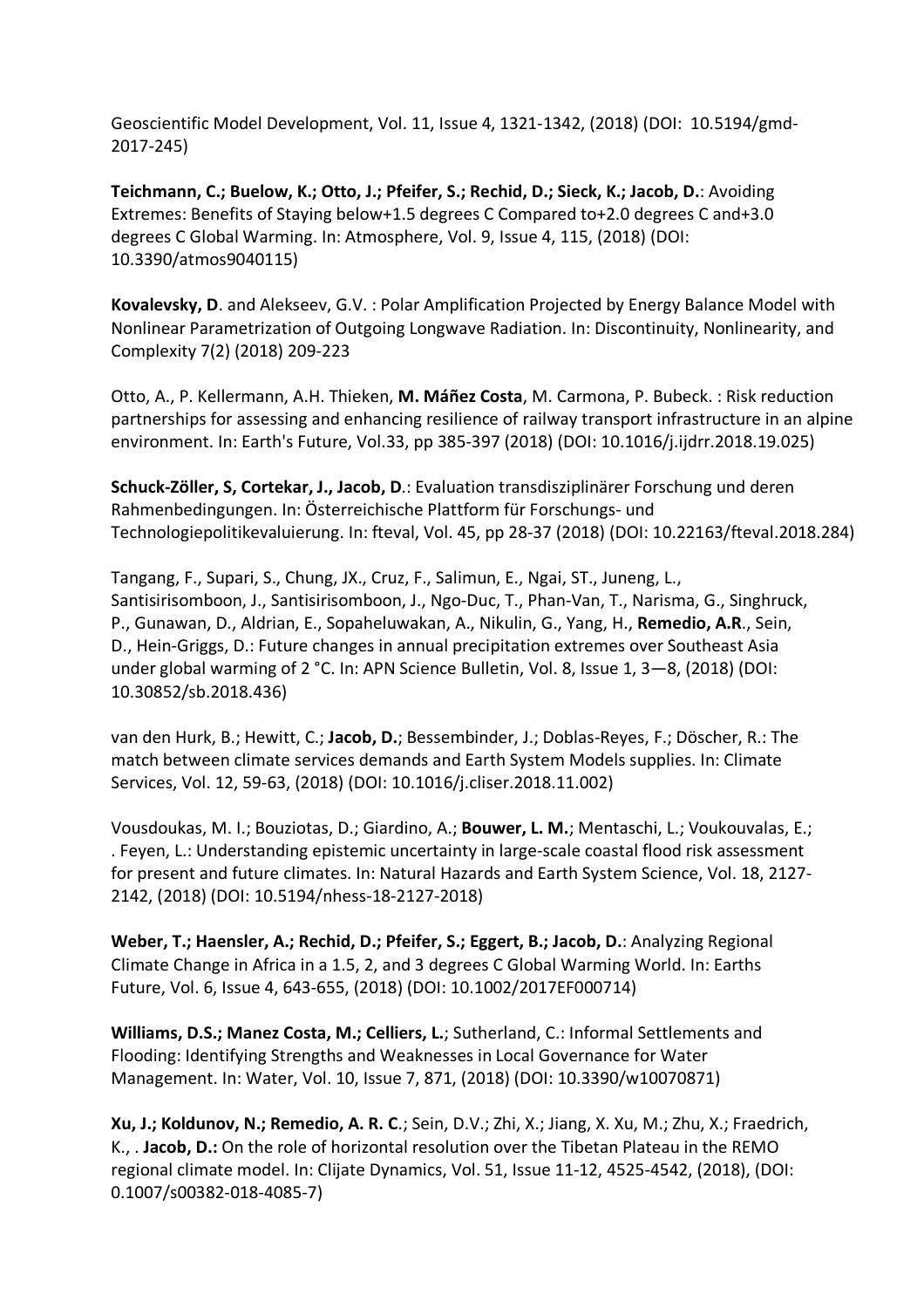Geoscientific Model Development, Vol. 11, Issue 4, 1321-1342, (2018) (DOI: 10.5194/gmd-2017-245)

**Teichmann, C.; Buelow, K.; Otto, J.; Pfeifer, S.; Rechid, D.; Sieck, K.; Jacob, D.**: Avoiding Extremes: Benefits of Staying below+1.5 degrees C Compared to+2.0 degrees C and+3.0 degrees C Global Warming. In: Atmosphere, Vol. 9, Issue 4, 115, (2018) (DOI: 10.3390/atmos9040115)

**Kovalevsky, D**. and Alekseev, G.V. : Polar Amplification Projected by Energy Balance Model with Nonlinear Parametrization of Outgoing Longwave Radiation. In: Discontinuity, Nonlinearity, and Complexity 7(2) (2018) 209-223

Otto, A., P. Kellermann, A.H. Thieken, **M. Máñez Costa**, M. Carmona, P. Bubeck. : Risk reduction partnerships for assessing and enhancing resilience of railway transport infrastructure in an alpine environment. In: Earth's Future, Vol.33, pp 385-397 (2018) (DOI: 10.1016/j.ijdrr.2018.19.025)

**Schuck-Zöller, S, Cortekar, J., Jacob, D**.: Evaluation transdisziplinärer Forschung und deren Rahmenbedingungen. In: Österreichische Plattform für Forschungs- und Technologiepolitikevaluierung. In: fteval, Vol. 45, pp 28-37 (2018) (DOI: 10.22163/fteval.2018.284)

Tangang, F., Supari, S., Chung, JX., Cruz, F., Salimun, E., Ngai, ST., Juneng, L., Santisirisomboon, J., Santisirisomboon, J., Ngo-Duc, T., Phan-Van, T., Narisma, G., Singhruck, P., Gunawan, D., Aldrian, E., Sopaheluwakan, A., Nikulin, G., Yang, H., **Remedio, A.R**., Sein, D., Hein-Griggs, D.: Future changes in annual precipitation extremes over Southeast Asia under global warming of 2 °C. In: APN Science Bulletin, Vol. 8, Issue 1, 3—8, (2018) (DOI: 10.30852/sb.2018.436)

van den Hurk, B.; Hewitt, C.; **Jacob, D.**; Bessembinder, J.; Doblas-Reyes, F.; Döscher, R.: The match between climate services demands and Earth System Models supplies. In: Climate Services, Vol. 12, 59-63, (2018) (DOI: 10.1016/j.cliser.2018.11.002)

Vousdoukas, M. I.; Bouziotas, D.; Giardino, A.; **Bouwer, L. M.**; Mentaschi, L.; Voukouvalas, E.; . Feyen, L.: Understanding epistemic uncertainty in large-scale coastal flood risk assessment for present and future climates. In: Natural Hazards and Earth System Science, Vol. 18, 2127-2142, (2018) (DOI: 10.5194/nhess-18-2127-2018)

**Weber, T.; Haensler, A.; Rechid, D.; Pfeifer, S.; Eggert, B.; Jacob, D.**: Analyzing Regional Climate Change in Africa in a 1.5, 2, and 3 degrees C Global Warming World. In: Earths Future, Vol. 6, Issue 4, 643-655, (2018) (DOI: 10.1002/2017EF000714)

**Williams, D.S.; Manez Costa, M.; Celliers, L.**; Sutherland, C.: Informal Settlements and Flooding: Identifying Strengths and Weaknesses in Local Governance for Water Management. In: Water, Vol. 10, Issue 7, 871, (2018) (DOI: 10.3390/w10070871)

**Xu, J.; Koldunov, N.; Remedio, A. R. C**.; Sein, D.V.; Zhi, X.; Jiang, X. Xu, M.; Zhu, X.; Fraedrich, K., . **Jacob, D.:** On the role of horizontal resolution over the Tibetan Plateau in the REMO regional climate model. In: Clijate Dynamics, Vol. 51, Issue 11-12, 4525-4542, (2018), (DOI: 0.1007/s00382-018-4085-7)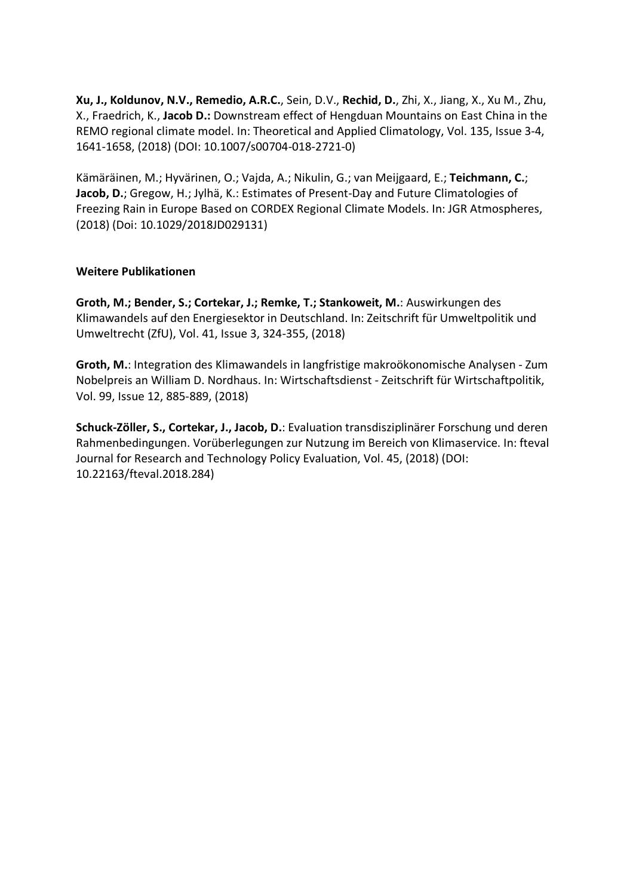**Xu, J., Koldunov, N.V., Remedio, A.R.C.**, Sein, D.V., **Rechid, D.**, Zhi, X., Jiang, X., Xu M., Zhu, X., Fraedrich, K., **Jacob D.:** Downstream effect of Hengduan Mountains on East China in the REMO regional climate model. In: Theoretical and Applied Climatology, Vol. 135, Issue 3-4, 1641-1658, (2018) (DOI: 10.1007/s00704-018-2721-0)

Kämäräinen, M.; Hyvärinen, O.; Vajda, A.; Nikulin, G.; van Meijgaard, E.; **Teichmann, C.**; **Jacob, D.**; Gregow, H.; Jylhä, K.: Estimates of Present-Day and Future Climatologies of Freezing Rain in Europe Based on CORDEX Regional Climate Models. In: JGR Atmospheres, (2018) (Doi: 10.1029/2018JD029131)

**Weitere Publikationen**

**Groth, M.; Bender, S.; Cortekar, J.; Remke, T.; Stankoweit, M.**: Auswirkungen des Klimawandels auf den Energiesektor in Deutschland. In: Zeitschrift für Umweltpolitik und Umweltrecht (ZfU), Vol. 41, Issue 3, 324-355, (2018)

**Groth, M.**: Integration des Klimawandels in langfristige makroökonomische Analysen - Zum Nobelpreis an William D. Nordhaus. In: Wirtschaftsdienst - Zeitschrift für Wirtschaftpolitik, Vol. 99, Issue 12, 885-889, (2018)

**Schuck-Zöller, S., Cortekar, J., Jacob, D.**: Evaluation transdisziplinärer Forschung und deren Rahmenbedingungen. Vorüberlegungen zur Nutzung im Bereich von Klimaservice. In: fteval Journal for Research and Technology Policy Evaluation, Vol. 45, (2018) (DOI: 10.22163/fteval.2018.284)